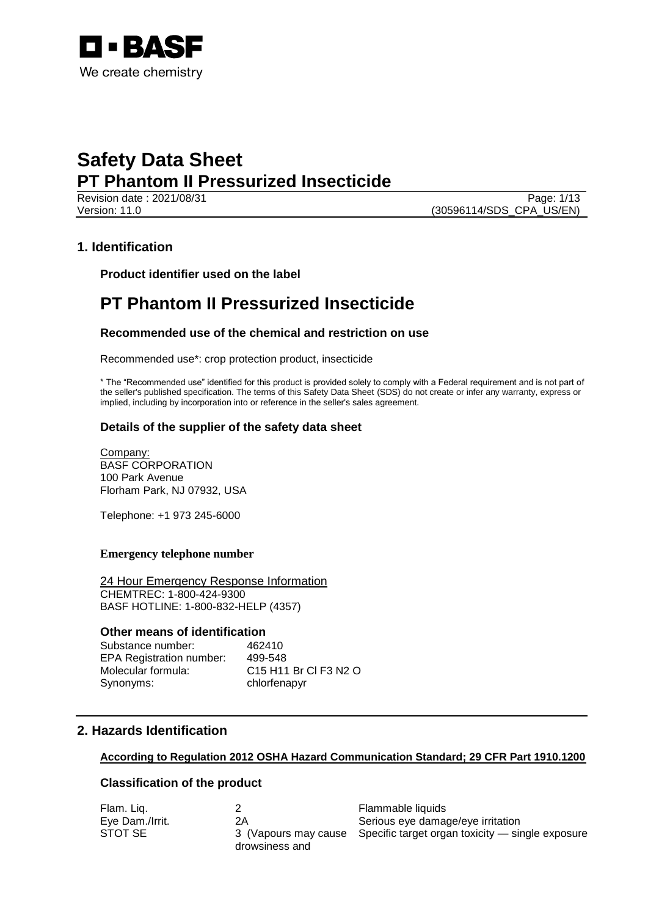BASF

We create chemistry

# Safety Data Sheet

## PT Phantom II Pressurized Insecticide

Revision date : 2021/08/31

Version: 11.0 (30596114/SDS_CPA_US/EN)

## 1. Identification

### Product identifier used on the label

# PT Phantom II Pressurized Insecticide

### Recommended use of the chemical and restriction on use

Recommended use*: crop protection product, insecticide

\* The "Recommended use" identified for this product is provided solely to comply with a Federal requirement and is not part of the seller's published specification. The terms of this Safety Data Sheet (SDS) do not create or infer any warranty, express or implied, including by incorporation into or reference in the seller's sales agreement.

### Details of the supplier of the safety data sheet

Company:
BASF CORPORATION
100 Park Avenue
Florham Park, NJ 07932, USA

Telephone: +1 973 245-6000

**Emergency telephone number**

24 Hour Emergency Response Information
CHEMTREC: 1-800-424-9300
BASF HOTLINE: 1-800-832-HELP (4357)

### Other means of identification

| | |
|---|---|
| Substance number: | 462410 |
| EPA Registration number: | 499-548 |
| Molecular formula: | $C_{15}H_{11}BrClF_3N_2O$ |
| Synonyms: | chlorfenapyr |

## 2. Hazards Identification

**According to Regulation 2012 OSHA Hazard Communication Standard; 29 CFR Part 1910.1200**

### Classification of the product

| | | |
|---|---|---|
| Flam. Liq. | 2 | Flammable liquids |
| Eye Dam./Irrit. | 2A | Serious eye damage/eye irritation |
| STOT SE | 3 (Vapours may cause drowsiness and | Specific target organ toxicity — single exposure |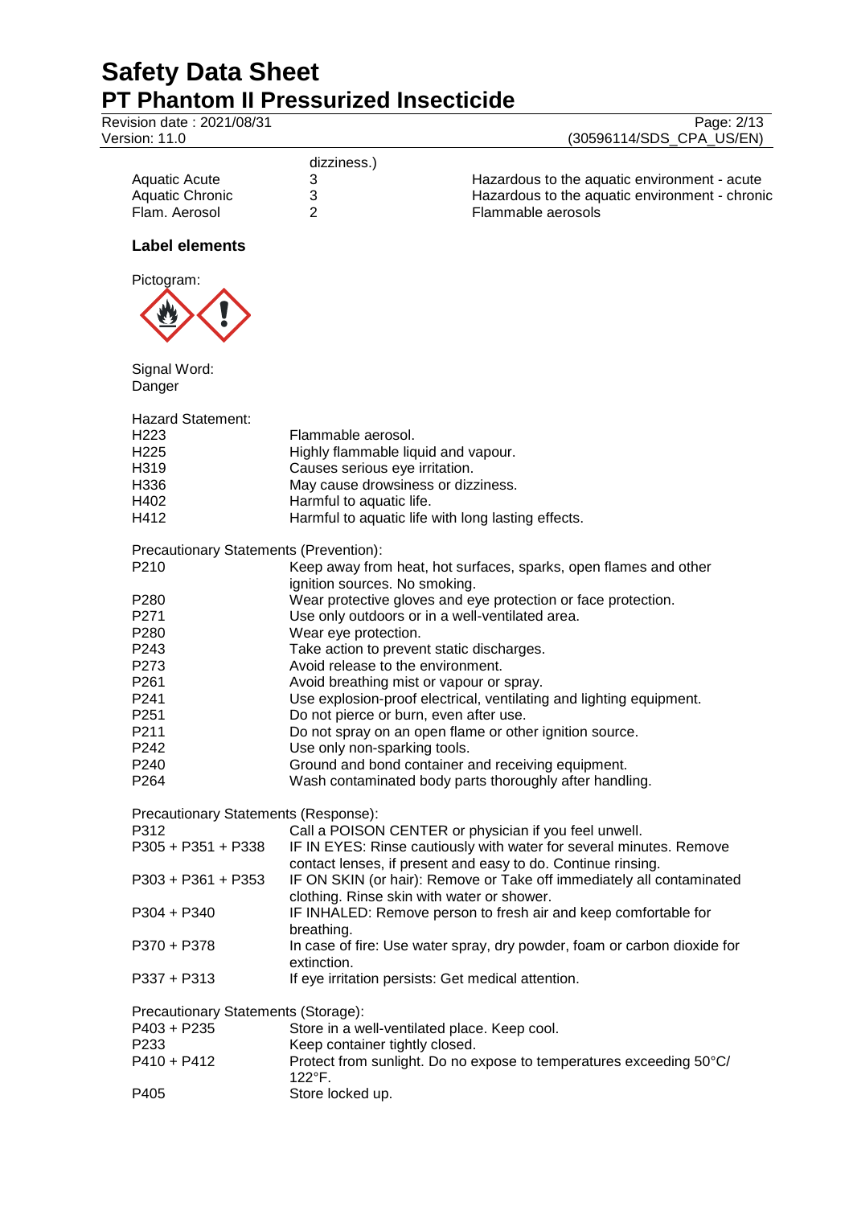| | | |
|---|---|---|
| | dizziness.) | |
| Aquatic Acute | 3 | Hazardous to the aquatic environment - acute |
| Aquatic Chronic | 3 | Hazardous to the aquatic environment - chronic |
| Flam. Aerosol | 2 | Flammable aerosols |

### Label elements

Pictogram:

Signal Word:
Danger

Hazard Statement:

| | |
|---|---|
| H223 | Flammable aerosol. |
| H225 | Highly flammable liquid and vapour. |
| H319 | Causes serious eye irritation. |
| H336 | May cause drowsiness or dizziness. |
| H402 | Harmful to aquatic life. |
| H412 | Harmful to aquatic life with long lasting effects. |

Precautionary Statements (Prevention):

| | |
|---|---|
| P210 | Keep away from heat, hot surfaces, sparks, open flames and other ignition sources. No smoking. |
| P280 | Wear protective gloves and eye protection or face protection. |
| P271 | Use only outdoors or in a well-ventilated area. |
| P280 | Wear eye protection. |
| P243 | Take action to prevent static discharges. |
| P273 | Avoid release to the environment. |
| P261 | Avoid breathing mist or vapour or spray. |
| P241 | Use explosion-proof electrical, ventilating and lighting equipment. |
| P251 | Do not pierce or burn, even after use. |
| P211 | Do not spray on an open flame or other ignition source. |
| P242 | Use only non-sparking tools. |
| P240 | Ground and bond container and receiving equipment. |
| P264 | Wash contaminated body parts thoroughly after handling. |

Precautionary Statements (Response):

| | |
|---|---|
| P312 | Call a POISON CENTER or physician if you feel unwell. |
| P305 + P351 + P338 | IF IN EYES: Rinse cautiously with water for several minutes. Remove contact lenses, if present and easy to do. Continue rinsing. |
| P303 + P361 + P353 | IF ON SKIN (or hair): Remove or Take off immediately all contaminated clothing. Rinse skin with water or shower. |
| P304 + P340 | IF INHALED: Remove person to fresh air and keep comfortable for breathing. |
| P370 + P378 | In case of fire: Use water spray, dry powder, foam or carbon dioxide for extinction. |
| P337 + P313 | If eye irritation persists: Get medical attention. |

Precautionary Statements (Storage):

| | |
|---|---|
| P403 + P235 | Store in a well-ventilated place. Keep cool. |
| P233 | Keep container tightly closed. |
| P410 + P412 | Protect from sunlight. Do no expose to temperatures exceeding 50°C/ 122°F. |
| P405 | Store locked up. |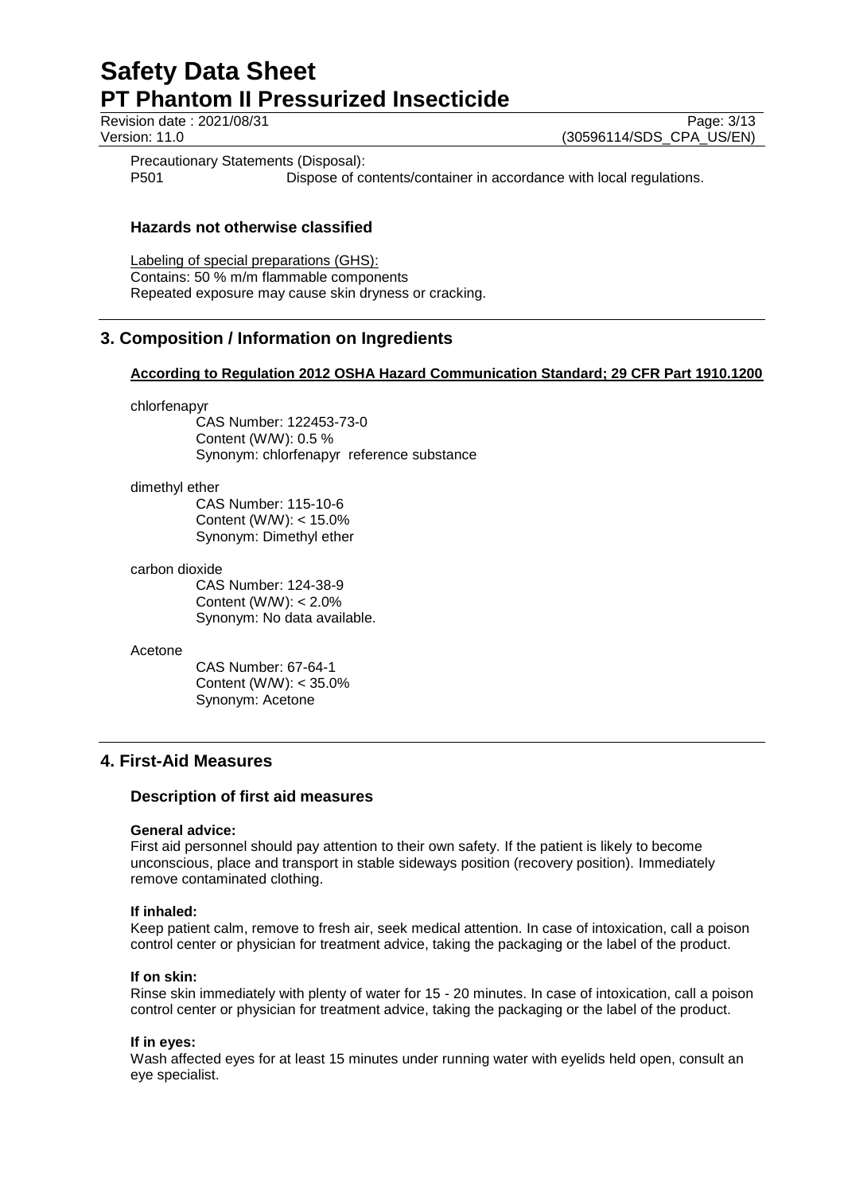Precautionary Statements (Disposal):

P501 Dispose of contents/container in accordance with local regulations.

### Hazards not otherwise classified

Labeling of special preparations (GHS):
Contains: 50 % m/m flammable components
Repeated exposure may cause skin dryness or cracking.

## 3. Composition / Information on Ingredients

**According to Regulation 2012 OSHA Hazard Communication Standard; 29 CFR Part 1910.1200**

chlorfenapyr
CAS Number: 122453-73-0
Content (W/W): 0.5 %
Synonym: chlorfenapyr reference substance

dimethyl ether
CAS Number: 115-10-6
Content (W/W): < 15.0%
Synonym: Dimethyl ether

carbon dioxide
CAS Number: 124-38-9
Content (W/W): < 2.0%
Synonym: No data available.

Acetone
CAS Number: 67-64-1
Content (W/W): < 35.0%
Synonym: Acetone

## 4. First-Aid Measures

### Description of first aid measures

**General advice:**
First aid personnel should pay attention to their own safety. If the patient is likely to become unconscious, place and transport in stable sideways position (recovery position). Immediately remove contaminated clothing.

**If inhaled:**
Keep patient calm, remove to fresh air, seek medical attention. In case of intoxication, call a poison control center or physician for treatment advice, taking the packaging or the label of the product.

**If on skin:**
Rinse skin immediately with plenty of water for 15 - 20 minutes. In case of intoxication, call a poison control center or physician for treatment advice, taking the packaging or the label of the product.

**If in eyes:**
Wash affected eyes for at least 15 minutes under running water with eyelids held open, consult an eye specialist.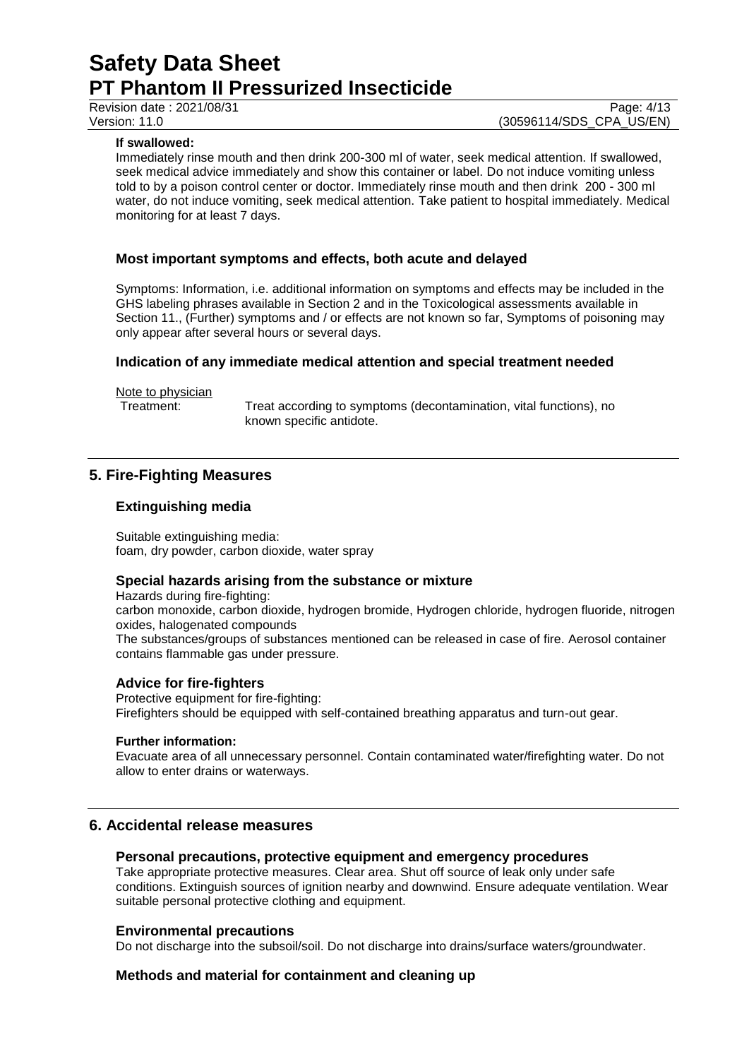**If swallowed:**

Immediately rinse mouth and then drink 200-300 ml of water, seek medical attention. If swallowed, seek medical advice immediately and show this container or label. Do not induce vomiting unless told to by a poison control center or doctor. Immediately rinse mouth and then drink 200 - 300 ml water, do not induce vomiting, seek medical attention. Take patient to hospital immediately. Medical monitoring for at least 7 days.

### Most important symptoms and effects, both acute and delayed

Symptoms: Information, i.e. additional information on symptoms and effects may be included in the GHS labeling phrases available in Section 2 and in the Toxicological assessments available in Section 11., (Further) symptoms and / or effects are not known so far, Symptoms of poisoning may only appear after several hours or several days.

### Indication of any immediate medical attention and special treatment needed

Note to physician

Treatment: Treat according to symptoms (decontamination, vital functions), no known specific antidote.

## 5. Fire-Fighting Measures

### Extinguishing media

Suitable extinguishing media:
foam, dry powder, carbon dioxide, water spray

### Special hazards arising from the substance or mixture

Hazards during fire-fighting:
carbon monoxide, carbon dioxide, hydrogen bromide, Hydrogen chloride, hydrogen fluoride, nitrogen oxides, halogenated compounds
The substances/groups of substances mentioned can be released in case of fire. Aerosol container contains flammable gas under pressure.

### Advice for fire-fighters

Protective equipment for fire-fighting:
Firefighters should be equipped with self-contained breathing apparatus and turn-out gear.

**Further information:**

Evacuate area of all unnecessary personnel. Contain contaminated water/firefighting water. Do not allow to enter drains or waterways.

## 6. Accidental release measures

### Personal precautions, protective equipment and emergency procedures

Take appropriate protective measures. Clear area. Shut off source of leak only under safe conditions. Extinguish sources of ignition nearby and downwind. Ensure adequate ventilation. Wear suitable personal protective clothing and equipment.

### Environmental precautions

Do not discharge into the subsoil/soil. Do not discharge into drains/surface waters/groundwater.

### Methods and material for containment and cleaning up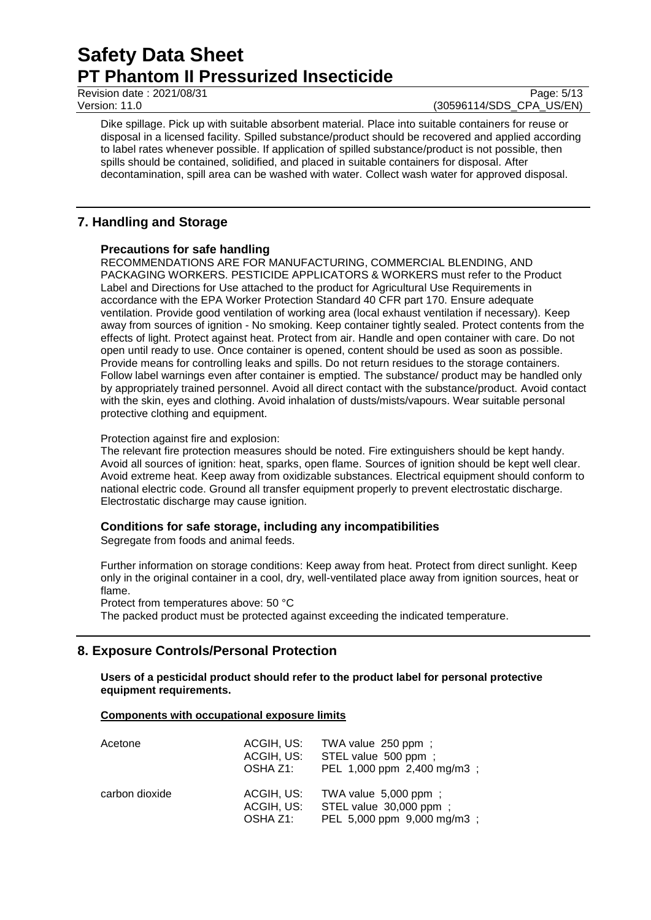Dike spillage. Pick up with suitable absorbent material. Place into suitable containers for reuse or disposal in a licensed facility. Spilled substance/product should be recovered and applied according to label rates whenever possible. If application of spilled substance/product is not possible, then spills should be contained, solidified, and placed in suitable containers for disposal. After decontamination, spill area can be washed with water. Collect wash water for approved disposal.

## 7. Handling and Storage

### Precautions for safe handling

RECOMMENDATIONS ARE FOR MANUFACTURING, COMMERCIAL BLENDING, AND PACKAGING WORKERS. PESTICIDE APPLICATORS & WORKERS must refer to the Product Label and Directions for Use attached to the product for Agricultural Use Requirements in accordance with the EPA Worker Protection Standard 40 CFR part 170. Ensure adequate ventilation. Provide good ventilation of working area (local exhaust ventilation if necessary). Keep away from sources of ignition - No smoking. Keep container tightly sealed. Protect contents from the effects of light. Protect against heat. Protect from air. Handle and open container with care. Do not open until ready to use. Once container is opened, content should be used as soon as possible. Provide means for controlling leaks and spills. Do not return residues to the storage containers. Follow label warnings even after container is emptied. The substance/ product may be handled only by appropriately trained personnel. Avoid all direct contact with the substance/product. Avoid contact with the skin, eyes and clothing. Avoid inhalation of dusts/mists/vapours. Wear suitable personal protective clothing and equipment.

Protection against fire and explosion:

The relevant fire protection measures should be noted. Fire extinguishers should be kept handy. Avoid all sources of ignition: heat, sparks, open flame. Sources of ignition should be kept well clear. Avoid extreme heat. Keep away from oxidizable substances. Electrical equipment should conform to national electric code. Ground all transfer equipment properly to prevent electrostatic discharge. Electrostatic discharge may cause ignition.

### Conditions for safe storage, including any incompatibilities

Segregate from foods and animal feeds.

Further information on storage conditions: Keep away from heat. Protect from direct sunlight. Keep only in the original container in a cool, dry, well-ventilated place away from ignition sources, heat or flame.

Protect from temperatures above: 50 °C

The packed product must be protected against exceeding the indicated temperature.

## 8. Exposure Controls/Personal Protection

**Users of a pesticidal product should refer to the product label for personal protective equipment requirements.**

**Components with occupational exposure limits**

| Component | Source | Value |
|---|---|---|
| Acetone | ACGIH, US: | TWA value 250 ppm ; |
| | ACGIH, US: | STEL value 500 ppm ; |
| | OSHA Z1: | PEL 1,000 ppm 2,400 mg/m3 ; |
| carbon dioxide | ACGIH, US: | TWA value 5,000 ppm ; |
| | ACGIH, US: | STEL value 30,000 ppm ; |
| | OSHA Z1: | PEL 5,000 ppm 9,000 mg/m3 ; |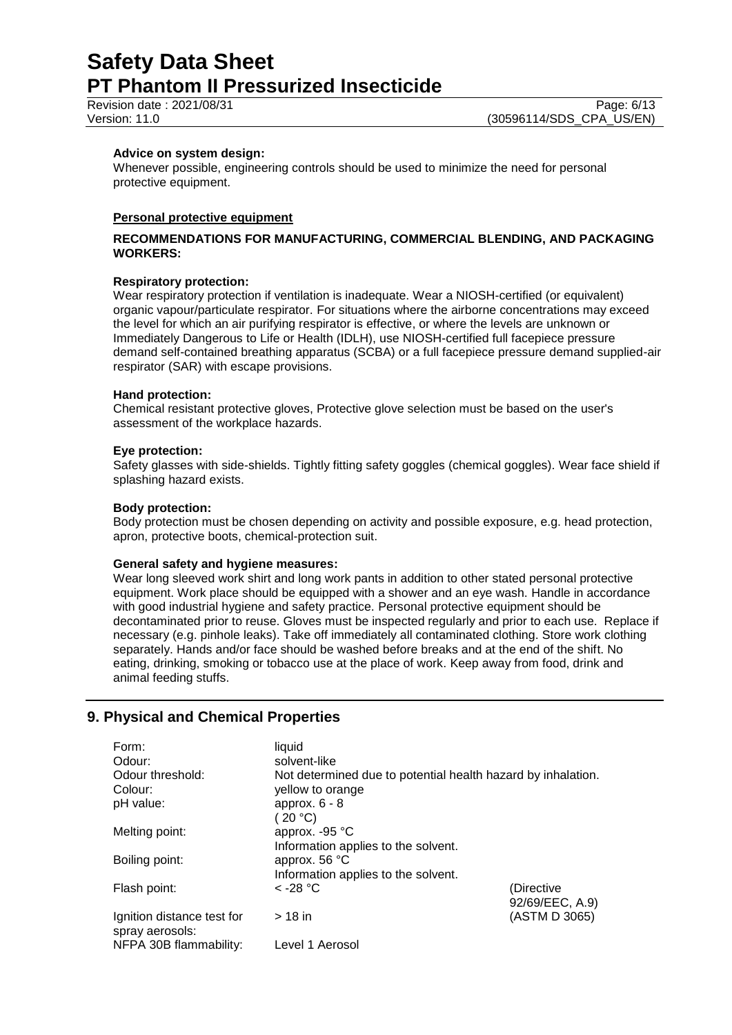**Advice on system design:**

Whenever possible, engineering controls should be used to minimize the need for personal protective equipment.

**Personal protective equipment**

**RECOMMENDATIONS FOR MANUFACTURING, COMMERCIAL BLENDING, AND PACKAGING WORKERS:**

**Respiratory protection:**

Wear respiratory protection if ventilation is inadequate. Wear a NIOSH-certified (or equivalent) organic vapour/particulate respirator. For situations where the airborne concentrations may exceed the level for which an air purifying respirator is effective, or where the levels are unknown or Immediately Dangerous to Life or Health (IDLH), use NIOSH-certified full facepiece pressure demand self-contained breathing apparatus (SCBA) or a full facepiece pressure demand supplied-air respirator (SAR) with escape provisions.

**Hand protection:**

Chemical resistant protective gloves, Protective glove selection must be based on the user's assessment of the workplace hazards.

**Eye protection:**

Safety glasses with side-shields. Tightly fitting safety goggles (chemical goggles). Wear face shield if splashing hazard exists.

**Body protection:**

Body protection must be chosen depending on activity and possible exposure, e.g. head protection, apron, protective boots, chemical-protection suit.

**General safety and hygiene measures:**

Wear long sleeved work shirt and long work pants in addition to other stated personal protective equipment. Work place should be equipped with a shower and an eye wash. Handle in accordance with good industrial hygiene and safety practice. Personal protective equipment should be decontaminated prior to reuse. Gloves must be inspected regularly and prior to each use. Replace if necessary (e.g. pinhole leaks). Take off immediately all contaminated clothing. Store work clothing separately. Hands and/or face should be washed before breaks and at the end of the shift. No eating, drinking, smoking or tobacco use at the place of work. Keep away from food, drink and animal feeding stuffs.

## 9. Physical and Chemical Properties

| | | |
|---|---|---|
| Form: | liquid | |
| Odour: | solvent-like | |
| Odour threshold: | Not determined due to potential health hazard by inhalation. | |
| Colour: | yellow to orange | |
| pH value: | approx. 6 - 8 ( 20 °C) | |
| Melting point: | approx. -95 °C Information applies to the solvent. | |
| Boiling point: | approx. 56 °C Information applies to the solvent. | |
| Flash point: | < -28 °C | (Directive 92/69/EEC, A.9) |
| Ignition distance test for spray aerosols: | > 18 in | (ASTM D 3065) |
| NFPA 30B flammability: | Level 1 Aerosol | |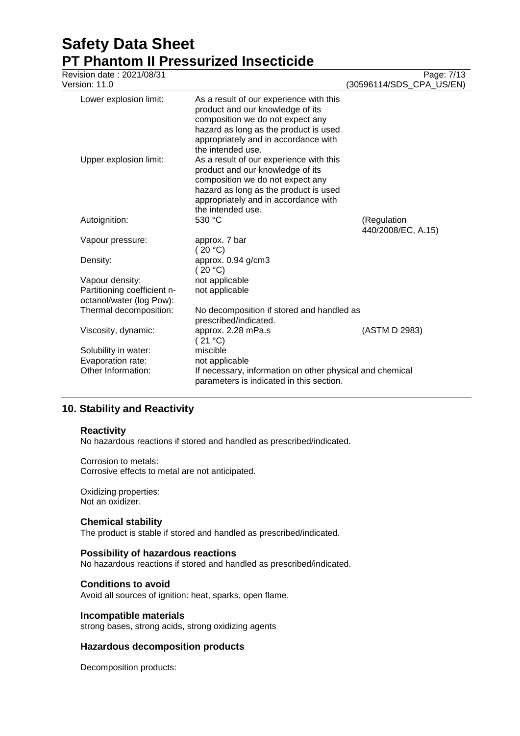| | | |
|---|---|---|
| Lower explosion limit: | As a result of our experience with this product and our knowledge of its composition we do not expect any hazard as long as the product is used appropriately and in accordance with the intended use. | |
| Upper explosion limit: | As a result of our experience with this product and our knowledge of its composition we do not expect any hazard as long as the product is used appropriately and in accordance with the intended use. | |
| Autoignition: | 530 °C | (Regulation 440/2008/EC, A.15) |
| Vapour pressure: | approx. 7 bar (20 °C) | |
| Density: | approx. 0.94 g/cm3 (20 °C) | |
| Vapour density: | not applicable | |
| Partitioning coefficient n-octanol/water (log Pow): | not applicable | |
| Thermal decomposition: | No decomposition if stored and handled as prescribed/indicated. | |
| Viscosity, dynamic: | approx. 2.28 mPa.s (21 °C) | (ASTM D 2983) |
| Solubility in water: | miscible | |
| Evaporation rate: | not applicable | |
| Other Information: | If necessary, information on other physical and chemical parameters is indicated in this section. | |

## 10. Stability and Reactivity

### Reactivity

No hazardous reactions if stored and handled as prescribed/indicated.

Corrosion to metals:
Corrosive effects to metal are not anticipated.

Oxidizing properties:
Not an oxidizer.

### Chemical stability

The product is stable if stored and handled as prescribed/indicated.

### Possibility of hazardous reactions

No hazardous reactions if stored and handled as prescribed/indicated.

### Conditions to avoid

Avoid all sources of ignition: heat, sparks, open flame.

### Incompatible materials

strong bases, strong acids, strong oxidizing agents

### Hazardous decomposition products

Decomposition products: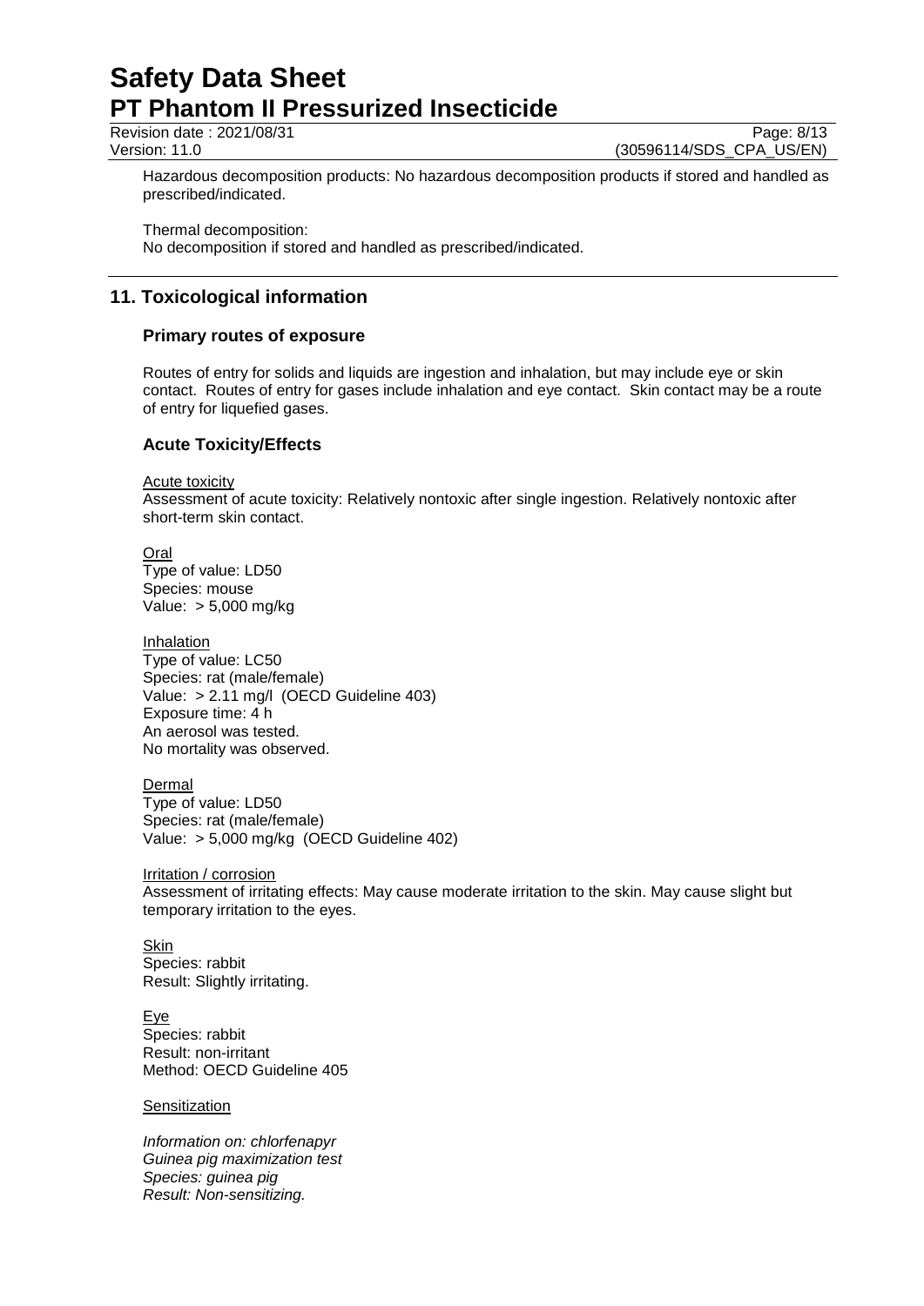Hazardous decomposition products: No hazardous decomposition products if stored and handled as prescribed/indicated.

Thermal decomposition:
No decomposition if stored and handled as prescribed/indicated.

## 11. Toxicological information

### Primary routes of exposure

Routes of entry for solids and liquids are ingestion and inhalation, but may include eye or skin contact. Routes of entry for gases include inhalation and eye contact. Skin contact may be a route of entry for liquefied gases.

### Acute Toxicity/Effects

Acute toxicity
Assessment of acute toxicity: Relatively nontoxic after single ingestion. Relatively nontoxic after short-term skin contact.

Oral
Type of value: LD50
Species: mouse
Value: > 5,000 mg/kg

Inhalation
Type of value: LC50
Species: rat (male/female)
Value: > 2.11 mg/l (OECD Guideline 403)
Exposure time: 4 h
An aerosol was tested.
No mortality was observed.

Dermal
Type of value: LD50
Species: rat (male/female)
Value: > 5,000 mg/kg (OECD Guideline 402)

Irritation / corrosion
Assessment of irritating effects: May cause moderate irritation to the skin. May cause slight but temporary irritation to the eyes.

Skin
Species: rabbit
Result: Slightly irritating.

Eye
Species: rabbit
Result: non-irritant
Method: OECD Guideline 405

Sensitization

*Information on: chlorfenapyr*
*Guinea pig maximization test*
*Species: guinea pig*
*Result: Non-sensitizing.*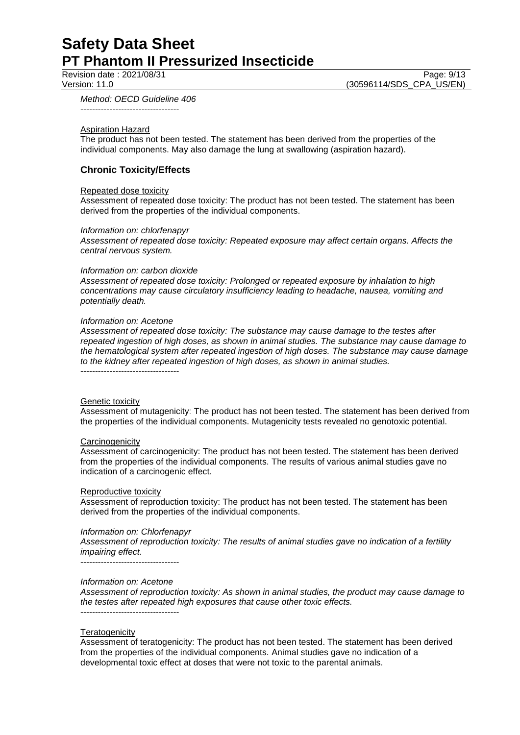*Method: OECD Guideline 406*

----------------------------------

Aspiration Hazard

The product has not been tested. The statement has been derived from the properties of the individual components. May also damage the lung at swallowing (aspiration hazard).

## Chronic Toxicity/Effects

Repeated dose toxicity

Assessment of repeated dose toxicity: The product has not been tested. The statement has been derived from the properties of the individual components.

*Information on: chlorfenapyr*

*Assessment of repeated dose toxicity: Repeated exposure may affect certain organs. Affects the central nervous system.*

*Information on: carbon dioxide*

*Assessment of repeated dose toxicity: Prolonged or repeated exposure by inhalation to high concentrations may cause circulatory insufficiency leading to headache, nausea, vomiting and potentially death.*

*Information on: Acetone*

*Assessment of repeated dose toxicity: The substance may cause damage to the testes after repeated ingestion of high doses, as shown in animal studies. The substance may cause damage to the hematological system after repeated ingestion of high doses. The substance may cause damage to the kidney after repeated ingestion of high doses, as shown in animal studies.*

----------------------------------

Genetic toxicity

Assessment of mutagenicity: The product has not been tested. The statement has been derived from the properties of the individual components. Mutagenicity tests revealed no genotoxic potential.

Carcinogenicity

Assessment of carcinogenicity: The product has not been tested. The statement has been derived from the properties of the individual components. The results of various animal studies gave no indication of a carcinogenic effect.

Reproductive toxicity

Assessment of reproduction toxicity: The product has not been tested. The statement has been derived from the properties of the individual components.

*Information on: Chlorfenapyr*

*Assessment of reproduction toxicity: The results of animal studies gave no indication of a fertility impairing effect.*

----------------------------------

*Information on: Acetone*

*Assessment of reproduction toxicity: As shown in animal studies, the product may cause damage to the testes after repeated high exposures that cause other toxic effects.*

----------------------------------

Teratogenicity

Assessment of teratogenicity: The product has not been tested. The statement has been derived from the properties of the individual components. Animal studies gave no indication of a developmental toxic effect at doses that were not toxic to the parental animals.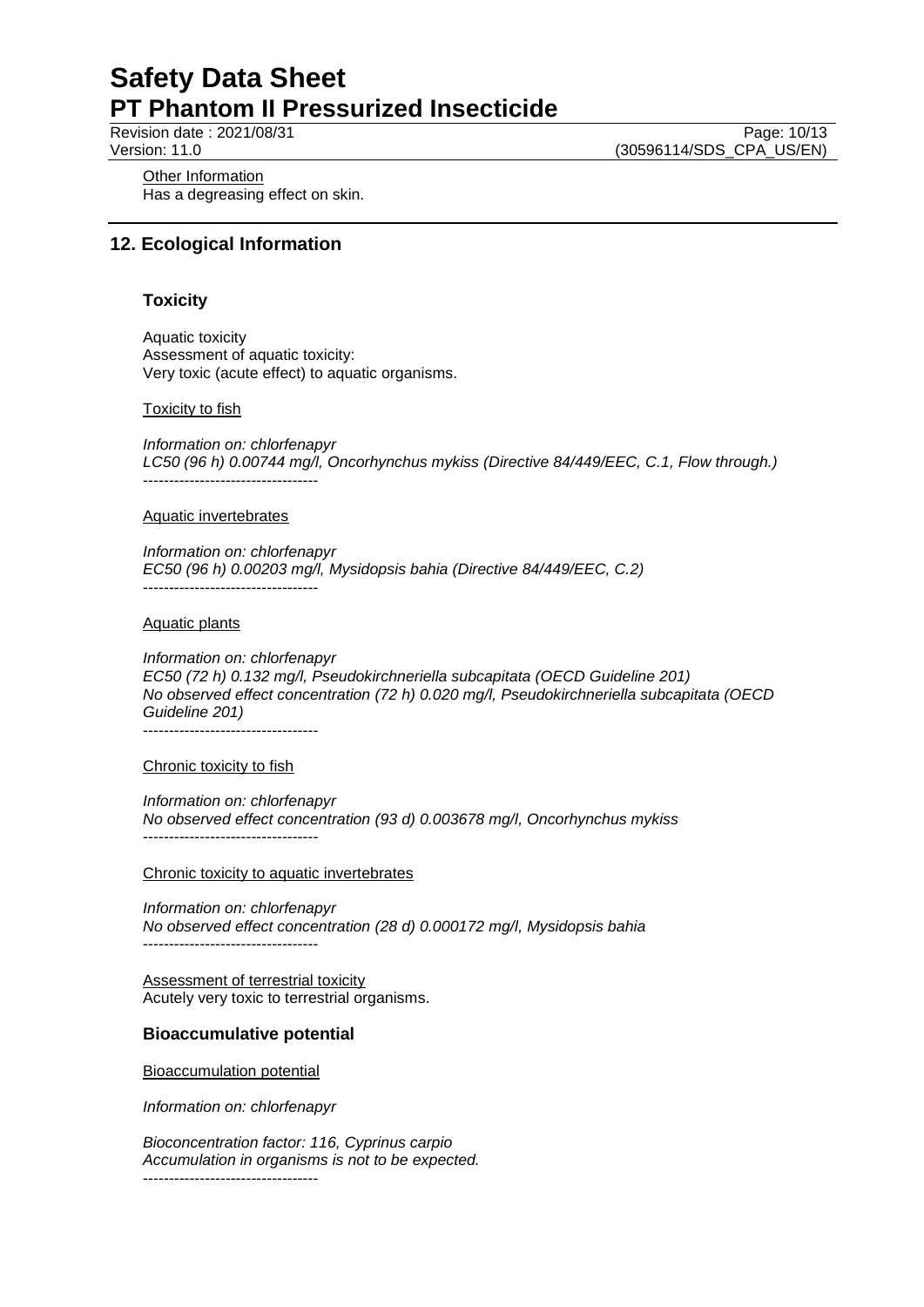Other Information
Has a degreasing effect on skin.

## 12. Ecological Information

### Toxicity

Aquatic toxicity
Assessment of aquatic toxicity:
Very toxic (acute effect) to aquatic organisms.

Toxicity to fish

*Information on: chlorfenapyr*
*LC50 (96 h) 0.00744 mg/l, Oncorhynchus mykiss (Directive 84/449/EEC, C.1, Flow through.)*
----------------------------------

Aquatic invertebrates

*Information on: chlorfenapyr*
*EC50 (96 h) 0.00203 mg/l, Mysidopsis bahia (Directive 84/449/EEC, C.2)*
----------------------------------

Aquatic plants

*Information on: chlorfenapyr*
*EC50 (72 h) 0.132 mg/l, Pseudokirchneriella subcapitata (OECD Guideline 201)*
*No observed effect concentration (72 h) 0.020 mg/l, Pseudokirchneriella subcapitata (OECD Guideline 201)*
----------------------------------

Chronic toxicity to fish

*Information on: chlorfenapyr*
*No observed effect concentration (93 d) 0.003678 mg/l, Oncorhynchus mykiss*
----------------------------------

Chronic toxicity to aquatic invertebrates

*Information on: chlorfenapyr*
*No observed effect concentration (28 d) 0.000172 mg/l, Mysidopsis bahia*
----------------------------------

Assessment of terrestrial toxicity
Acutely very toxic to terrestrial organisms.

### Bioaccumulative potential

Bioaccumulation potential

*Information on: chlorfenapyr*

*Bioconcentration factor: 116, Cyprinus carpio*
*Accumulation in organisms is not to be expected.*
----------------------------------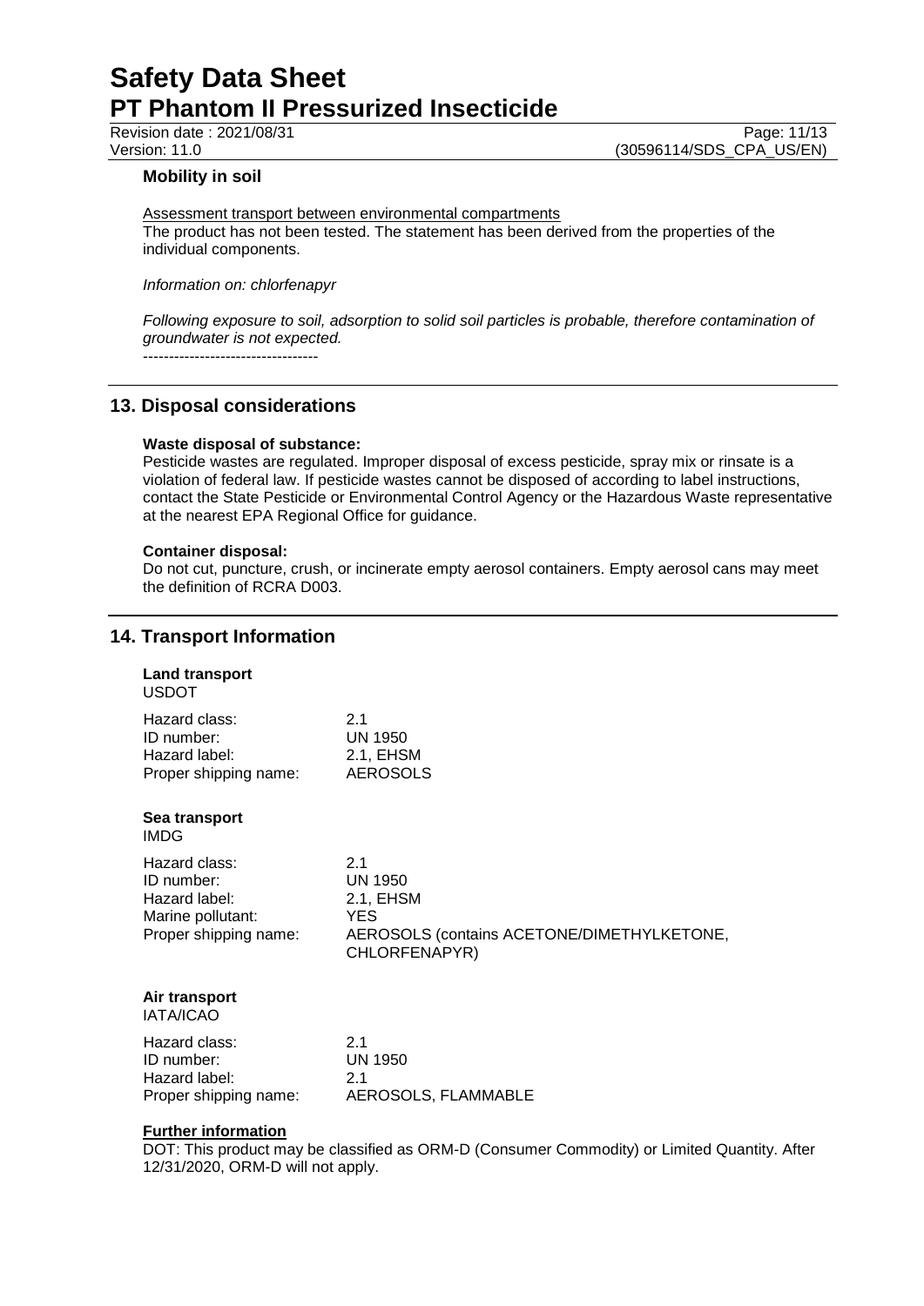### Mobility in soil

Assessment transport between environmental compartments
The product has not been tested. The statement has been derived from the properties of the individual components.

*Information on: chlorfenapyr*

*Following exposure to soil, adsorption to solid soil particles is probable, therefore contamination of groundwater is not expected.*
----------------------------------

## 13. Disposal considerations

**Waste disposal of substance:**
Pesticide wastes are regulated. Improper disposal of excess pesticide, spray mix or rinsate is a violation of federal law. If pesticide wastes cannot be disposed of according to label instructions, contact the State Pesticide or Environmental Control Agency or the Hazardous Waste representative at the nearest EPA Regional Office for guidance.

**Container disposal:**
Do not cut, puncture, crush, or incinerate empty aerosol containers. Empty aerosol cans may meet the definition of RCRA D003.

## 14. Transport Information

**Land transport**
USDOT

| | |
|---|---|
| Hazard class: | 2.1 |
| ID number: | UN 1950 |
| Hazard label: | 2.1, EHSM |
| Proper shipping name: | AEROSOLS |

**Sea transport**
IMDG

| | |
|---|---|
| Hazard class: | 2.1 |
| ID number: | UN 1950 |
| Hazard label: | 2.1, EHSM |
| Marine pollutant: | YES |
| Proper shipping name: | AEROSOLS (contains ACETONE/DIMETHYLKETONE, CHLORFENAPYR) |

**Air transport**
IATA/ICAO

| | |
|---|---|
| Hazard class: | 2.1 |
| ID number: | UN 1950 |
| Hazard label: | 2.1 |
| Proper shipping name: | AEROSOLS, FLAMMABLE |

**Further information**
DOT: This product may be classified as ORM-D (Consumer Commodity) or Limited Quantity. After 12/31/2020, ORM-D will not apply.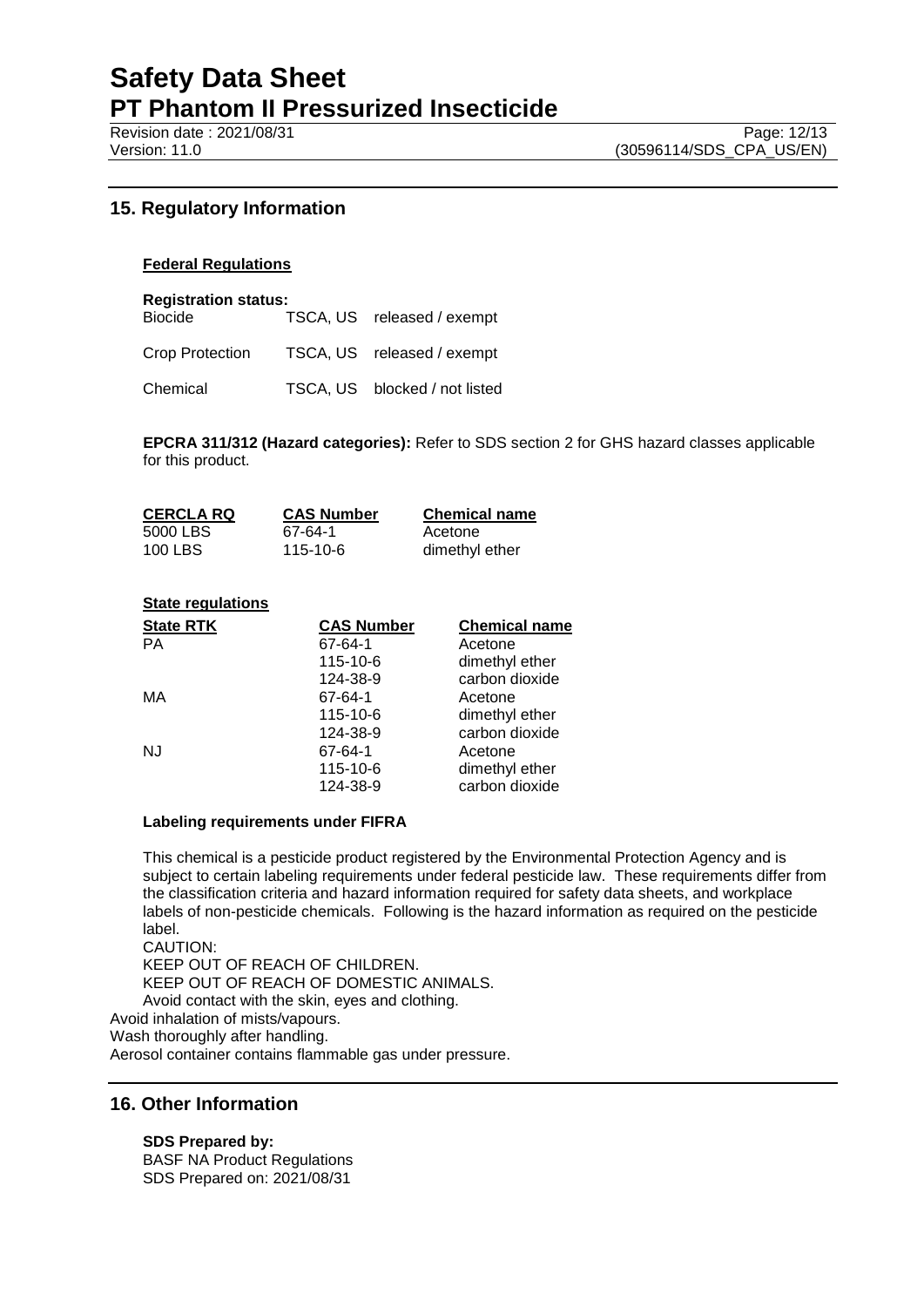## 15. Regulatory Information

### Federal Regulations

**Registration status:**

| | | |
|---|---|---|
| Biocide | TSCA, US | released / exempt |
| Crop Protection | TSCA, US | released / exempt |
| Chemical | TSCA, US | blocked / not listed |

**EPCRA 311/312 (Hazard categories):** Refer to SDS section 2 for GHS hazard classes applicable for this product.

| CERCLA RQ | CAS Number | Chemical name |
|---|---|---|
| 5000 LBS | 67-64-1 | Acetone |
| 100 LBS | 115-10-6 | dimethyl ether |

### State regulations

| State RTK | CAS Number | Chemical name |
|---|---|---|
| PA | 67-64-1 | Acetone |
| | 115-10-6 | dimethyl ether |
| | 124-38-9 | carbon dioxide |
| MA | 67-64-1 | Acetone |
| | 115-10-6 | dimethyl ether |
| | 124-38-9 | carbon dioxide |
| NJ | 67-64-1 | Acetone |
| | 115-10-6 | dimethyl ether |
| | 124-38-9 | carbon dioxide |

**Labeling requirements under FIFRA**

This chemical is a pesticide product registered by the Environmental Protection Agency and is subject to certain labeling requirements under federal pesticide law. These requirements differ from the classification criteria and hazard information required for safety data sheets, and workplace labels of non-pesticide chemicals. Following is the hazard information as required on the pesticide label.

CAUTION:
KEEP OUT OF REACH OF CHILDREN.
KEEP OUT OF REACH OF DOMESTIC ANIMALS.
Avoid contact with the skin, eyes and clothing.
Avoid inhalation of mists/vapours.
Wash thoroughly after handling.
Aerosol container contains flammable gas under pressure.

## 16. Other Information

**SDS Prepared by:**
BASF NA Product Regulations
SDS Prepared on: 2021/08/31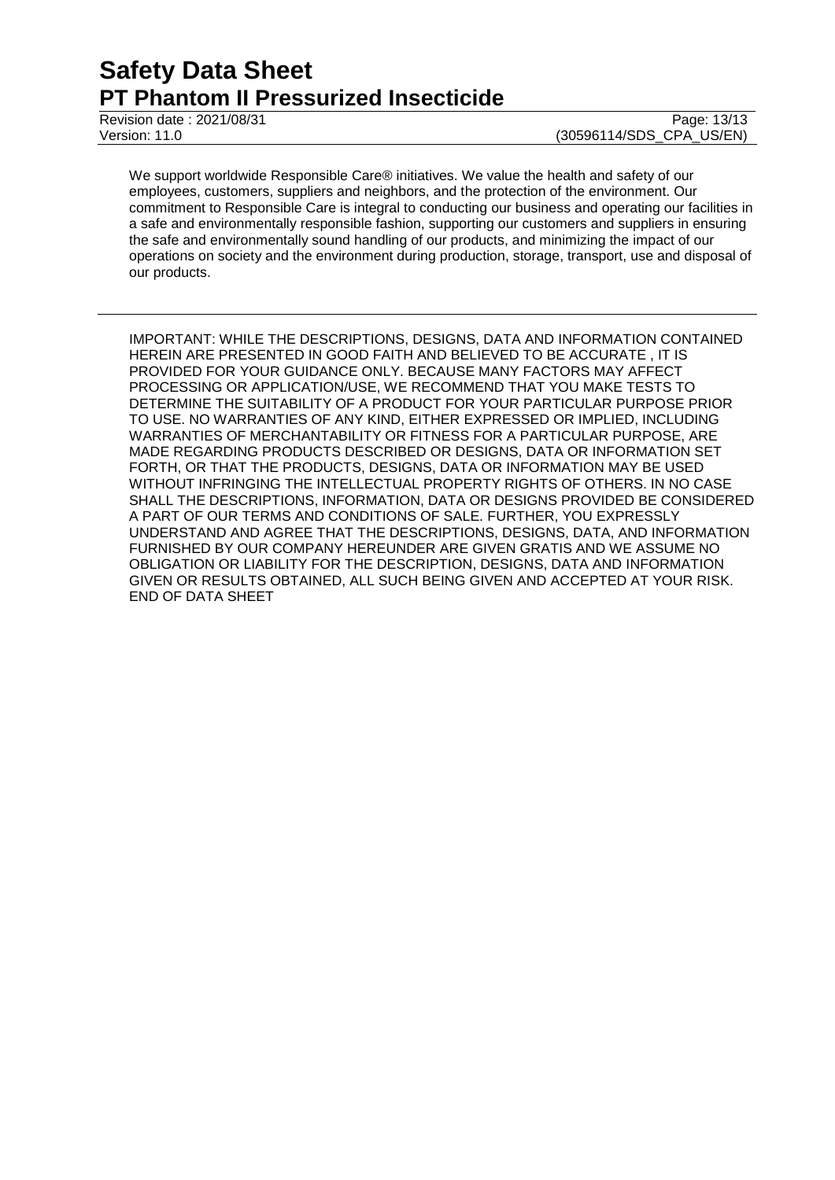We support worldwide Responsible Care® initiatives. We value the health and safety of our employees, customers, suppliers and neighbors, and the protection of the environment. Our commitment to Responsible Care is integral to conducting our business and operating our facilities in a safe and environmentally responsible fashion, supporting our customers and suppliers in ensuring the safe and environmentally sound handling of our products, and minimizing the impact of our operations on society and the environment during production, storage, transport, use and disposal of our products.

---

IMPORTANT: WHILE THE DESCRIPTIONS, DESIGNS, DATA AND INFORMATION CONTAINED HEREIN ARE PRESENTED IN GOOD FAITH AND BELIEVED TO BE ACCURATE , IT IS PROVIDED FOR YOUR GUIDANCE ONLY. BECAUSE MANY FACTORS MAY AFFECT PROCESSING OR APPLICATION/USE, WE RECOMMEND THAT YOU MAKE TESTS TO DETERMINE THE SUITABILITY OF A PRODUCT FOR YOUR PARTICULAR PURPOSE PRIOR TO USE. NO WARRANTIES OF ANY KIND, EITHER EXPRESSED OR IMPLIED, INCLUDING WARRANTIES OF MERCHANTABILITY OR FITNESS FOR A PARTICULAR PURPOSE, ARE MADE REGARDING PRODUCTS DESCRIBED OR DESIGNS, DATA OR INFORMATION SET FORTH, OR THAT THE PRODUCTS, DESIGNS, DATA OR INFORMATION MAY BE USED WITHOUT INFRINGING THE INTELLECTUAL PROPERTY RIGHTS OF OTHERS. IN NO CASE SHALL THE DESCRIPTIONS, INFORMATION, DATA OR DESIGNS PROVIDED BE CONSIDERED A PART OF OUR TERMS AND CONDITIONS OF SALE. FURTHER, YOU EXPRESSLY UNDERSTAND AND AGREE THAT THE DESCRIPTIONS, DESIGNS, DATA, AND INFORMATION FURNISHED BY OUR COMPANY HEREUNDER ARE GIVEN GRATIS AND WE ASSUME NO OBLIGATION OR LIABILITY FOR THE DESCRIPTION, DESIGNS, DATA AND INFORMATION GIVEN OR RESULTS OBTAINED, ALL SUCH BEING GIVEN AND ACCEPTED AT YOUR RISK.
END OF DATA SHEET